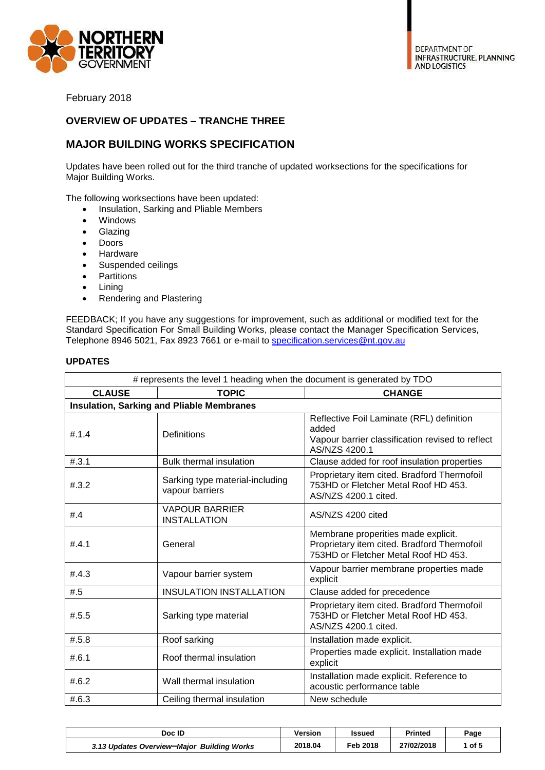NORTHERN TERRITORY GOVERNMENT

DEPARTMENT OF INFRASTRUCTURE, PLANNING AND LOGISTICS

February 2018

## OVERVIEW OF UPDATES – TRANCHE THREE

## MAJOR BUILDING WORKS SPECIFICATION

Updates have been rolled out for the third tranche of updated worksections for the specifications for Major Building Works.

The following worksections have been updated:

- Insulation, Sarking and Pliable Members
- Windows
- Glazing
- Doors
- Hardware
- Suspended ceilings
- Partitions
- Lining
- Rendering and Plastering

FEEDBACK; If you have any suggestions for improvement, such as additional or modified text for the Standard Specification For Small Building Works, please contact the Manager Specification Services, Telephone 8946 5021, Fax 8923 7661 or e-mail to specification.services@nt.gov.au

### UPDATES

| # represents the level 1 heading when the document is generated by TDO | | |
|---|---|---|
| **CLAUSE** | **TOPIC** | **CHANGE** |
| **Insulation, Sarking and Pliable Membranes** | | |
| #.1.4 | Definitions | Reflective Foil Laminate (RFL) definition added<br>Vapour barrier classification revised to reflect AS/NZS 4200.1 |
| #.3.1 | Bulk thermal insulation | Clause added for roof insulation properties |
| #.3.2 | Sarking type material-including vapour barriers | Proprietary item cited. Bradford Thermofoil 753HD or Fletcher Metal Roof HD 453. AS/NZS 4200.1 cited. |
| #.4 | VAPOUR BARRIER INSTALLATION | AS/NZS 4200 cited |
| #.4.1 | General | Membrane properities made explicit. Proprietary item cited. Bradford Thermofoil 753HD or Fletcher Metal Roof HD 453. |
| #.4.3 | Vapour barrier system | Vapour barrier membrane properties made explicit |
| #.5 | INSULATION INSTALLATION | Clause added for precedence |
| #.5.5 | Sarking type material | Proprietary item cited. Bradford Thermofoil 753HD or Fletcher Metal Roof HD 453. AS/NZS 4200.1 cited. |
| #.5.8 | Roof sarking | Installation made explicit. |
| #.6.1 | Roof thermal insulation | Properties made explicit. Installation made explicit |
| #.6.2 | Wall thermal insulation | Installation made explicit. Reference to acoustic performance table |
| #.6.3 | Ceiling thermal insulation | New schedule |

| Doc ID | Version | Issued | Printed |
|---|---|---|---|
| *3.13 Updates Overview–Major Building Works* | 2018.04 | Feb 2018 | 27/02/2018 |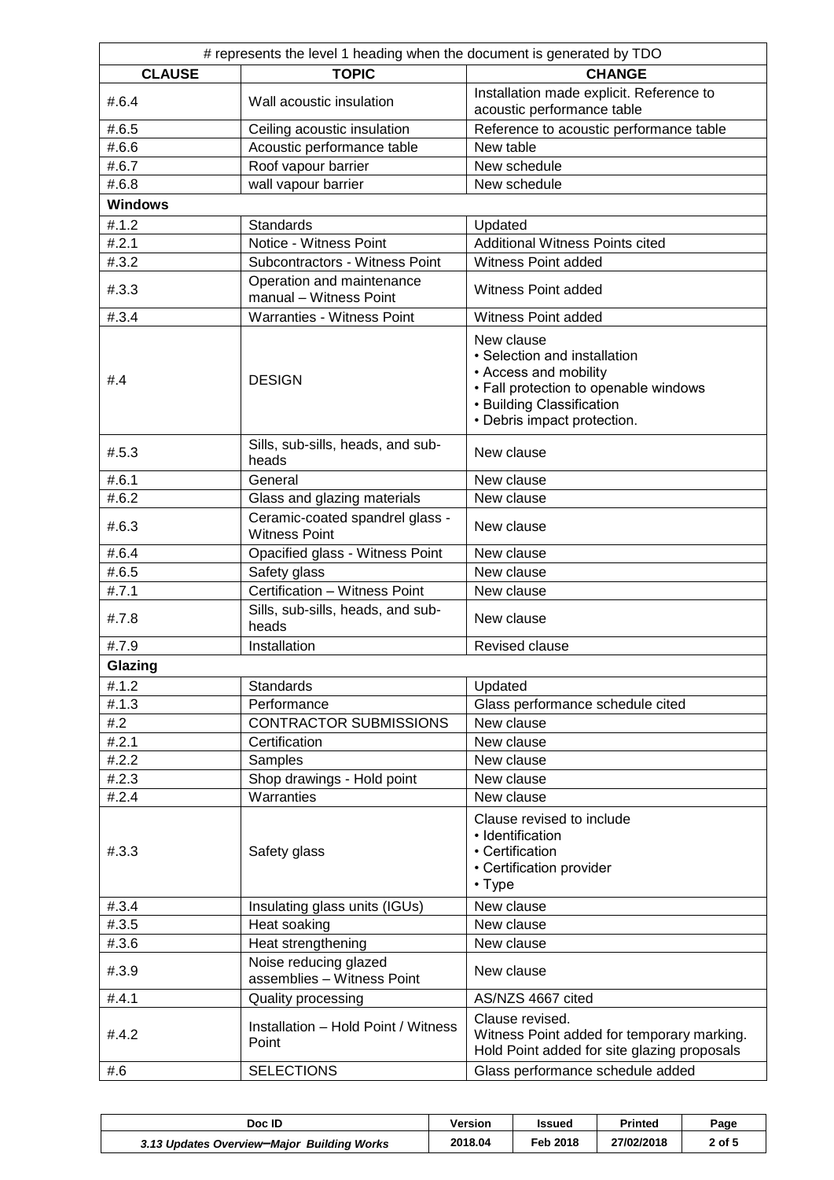| # represents the level 1 heading when the document is generated by TDO | | |
|---|---|---|
| **CLAUSE** | **TOPIC** | **CHANGE** |
| #.6.4 | Wall acoustic insulation | Installation made explicit. Reference to acoustic performance table |
| #.6.5 | Ceiling acoustic insulation | Reference to acoustic performance table |
| #.6.6 | Acoustic performance table | New table |
| #.6.7 | Roof vapour barrier | New schedule |
| #.6.8 | wall vapour barrier | New schedule |
| **Windows** | | |
| #.1.2 | Standards | Updated |
| #.2.1 | Notice - Witness Point | Additional Witness Points cited |
| #.3.2 | Subcontractors - Witness Point | Witness Point added |
| #.3.3 | Operation and maintenance manual – Witness Point | Witness Point added |
| #.3.4 | Warranties - Witness Point | Witness Point added |
| #.4 | DESIGN | New clause<br>• Selection and installation<br>• Access and mobility<br>• Fall protection to openable windows<br>• Building Classification<br>• Debris impact protection. |
| #.5.3 | Sills, sub-sills, heads, and sub-heads | New clause |
| #.6.1 | General | New clause |
| #.6.2 | Glass and glazing materials | New clause |
| #.6.3 | Ceramic-coated spandrel glass - Witness Point | New clause |
| #.6.4 | Opacified glass - Witness Point | New clause |
| #.6.5 | Safety glass | New clause |
| #.7.1 | Certification – Witness Point | New clause |
| #.7.8 | Sills, sub-sills, heads, and sub-heads | New clause |
| #.7.9 | Installation | Revised clause |
| **Glazing** | | |
| #.1.2 | Standards | Updated |
| #.1.3 | Performance | Glass performance schedule cited |
| #.2 | CONTRACTOR SUBMISSIONS | New clause |
| #.2.1 | Certification | New clause |
| #.2.2 | Samples | New clause |
| #.2.3 | Shop drawings - Hold point | New clause |
| #.2.4 | Warranties | New clause |
| #.3.3 | Safety glass | Clause revised to include<br>• Identification<br>• Certification<br>• Certification provider<br>• Type |
| #.3.4 | Insulating glass units (IGUs) | New clause |
| #.3.5 | Heat soaking | New clause |
| #.3.6 | Heat strengthening | New clause |
| #.3.9 | Noise reducing glazed assemblies – Witness Point | New clause |
| #.4.1 | Quality processing | AS/NZS 4667 cited |
| #.4.2 | Installation – Hold Point / Witness Point | Clause revised.<br>Witness Point added for temporary marking.<br>Hold Point added for site glazing proposals |
| #.6 | SELECTIONS | Glass performance schedule added |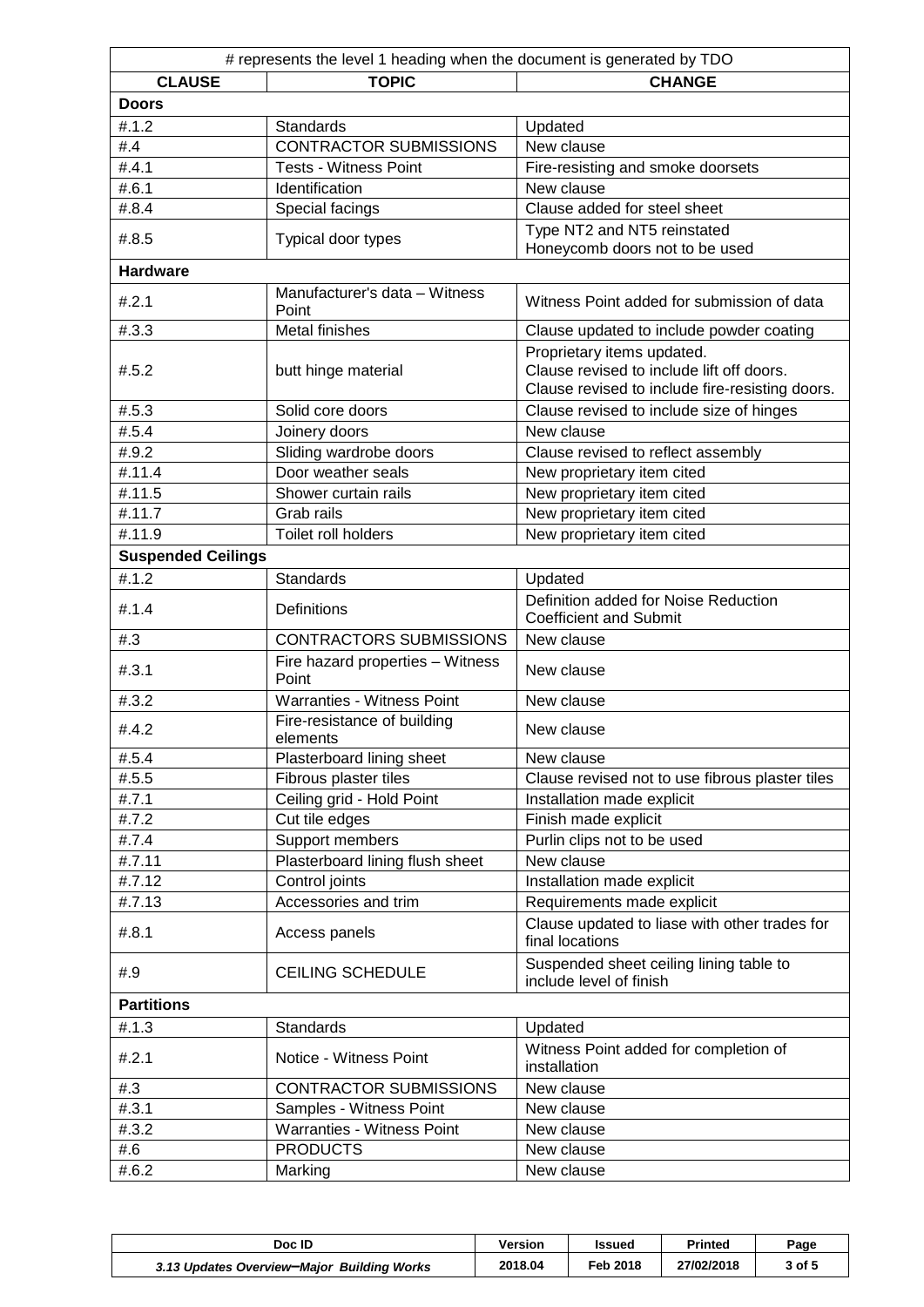| # represents the level 1 heading when the document is generated by TDO | | |
|---|---|---|
| **CLAUSE** | **TOPIC** | **CHANGE** |
| **Doors** | | |
| #.1.2 | Standards | Updated |
| #.4 | CONTRACTOR SUBMISSIONS | New clause |
| #.4.1 | Tests - Witness Point | Fire-resisting and smoke doorsets |
| #.6.1 | Identification | New clause |
| #.8.4 | Special facings | Clause added for steel sheet |
| #.8.5 | Typical door types | Type NT2 and NT5 reinstated<br>Honeycomb doors not to be used |
| **Hardware** | | |
| #.2.1 | Manufacturer's data – Witness Point | Witness Point added for submission of data |
| #.3.3 | Metal finishes | Clause updated to include powder coating |
| #.5.2 | butt hinge material | Proprietary items updated.<br>Clause revised to include lift off doors.<br>Clause revised to include fire-resisting doors. |
| #.5.3 | Solid core doors | Clause revised to include size of hinges |
| #.5.4 | Joinery doors | New clause |
| #.9.2 | Sliding wardrobe doors | Clause revised to reflect assembly |
| #.11.4 | Door weather seals | New proprietary item cited |
| #.11.5 | Shower curtain rails | New proprietary item cited |
| #.11.7 | Grab rails | New proprietary item cited |
| #.11.9 | Toilet roll holders | New proprietary item cited |
| **Suspended Ceilings** | | |
| #.1.2 | Standards | Updated |
| #.1.4 | Definitions | Definition added for Noise Reduction Coefficient and Submit |
| #.3 | CONTRACTORS SUBMISSIONS | New clause |
| #.3.1 | Fire hazard properties – Witness Point | New clause |
| #.3.2 | Warranties - Witness Point | New clause |
| #.4.2 | Fire-resistance of building elements | New clause |
| #.5.4 | Plasterboard lining sheet | New clause |
| #.5.5 | Fibrous plaster tiles | Clause revised not to use fibrous plaster tiles |
| #.7.1 | Ceiling grid - Hold Point | Installation made explicit |
| #.7.2 | Cut tile edges | Finish made explicit |
| #.7.4 | Support members | Purlin clips not to be used |
| #.7.11 | Plasterboard lining flush sheet | New clause |
| #.7.12 | Control joints | Installation made explicit |
| #.7.13 | Accessories and trim | Requirements made explicit |
| #.8.1 | Access panels | Clause updated to liase with other trades for final locations |
| #.9 | CEILING SCHEDULE | Suspended sheet ceiling lining table to include level of finish |
| **Partitions** | | |
| #.1.3 | Standards | Updated |
| #.2.1 | Notice - Witness Point | Witness Point added for completion of installation |
| #.3 | CONTRACTOR SUBMISSIONS | New clause |
| #.3.1 | Samples - Witness Point | New clause |
| #.3.2 | Warranties - Witness Point | New clause |
| #.6 | PRODUCTS | New clause |
| #.6.2 | Marking | New clause |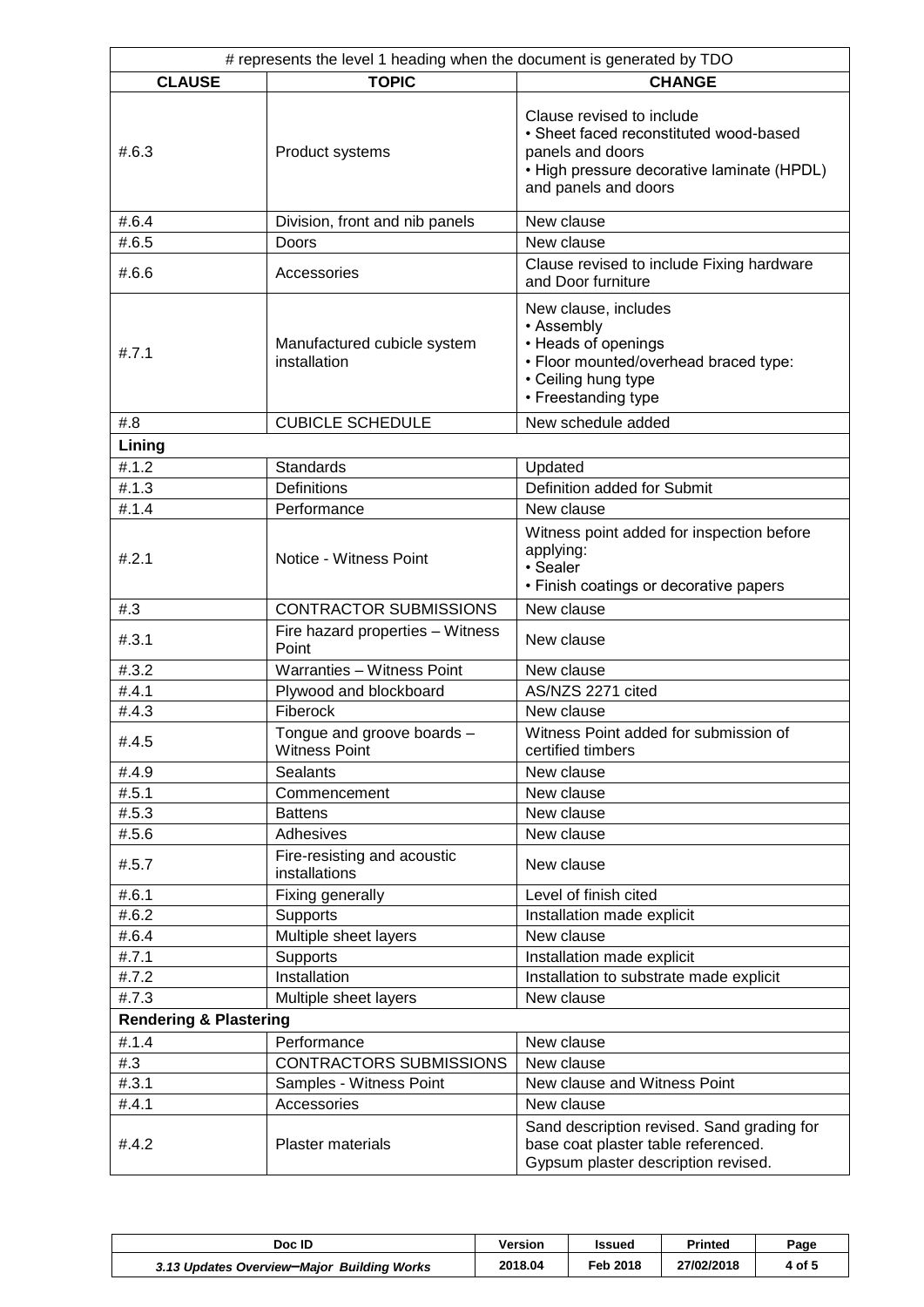| # represents the level 1 heading when the document is generated by TDO | | |
|---|---|---|
| **CLAUSE** | **TOPIC** | **CHANGE** |
| #.6.3 | Product systems | Clause revised to include<br>• Sheet faced reconstituted wood-based panels and doors<br>• High pressure decorative laminate (HPDL) and panels and doors |
| #.6.4 | Division, front and nib panels | New clause |
| #.6.5 | Doors | New clause |
| #.6.6 | Accessories | Clause revised to include Fixing hardware and Door furniture |
| #.7.1 | Manufactured cubicle system installation | New clause, includes<br>• Assembly<br>• Heads of openings<br>• Floor mounted/overhead braced type:<br>• Ceiling hung type<br>• Freestanding type |
| #.8 | CUBICLE SCHEDULE | New schedule added |
| **Lining** | | |
| #.1.2 | Standards | Updated |
| #.1.3 | Definitions | Definition added for Submit |
| #.1.4 | Performance | New clause |
| #.2.1 | Notice - Witness Point | Witness point added for inspection before applying:<br>• Sealer<br>• Finish coatings or decorative papers |
| #.3 | CONTRACTOR SUBMISSIONS | New clause |
| #.3.1 | Fire hazard properties – Witness Point | New clause |
| #.3.2 | Warranties – Witness Point | New clause |
| #.4.1 | Plywood and blockboard | AS/NZS 2271 cited |
| #.4.3 | Fiberock | New clause |
| #.4.5 | Tongue and groove boards – Witness Point | Witness Point added for submission of certified timbers |
| #.4.9 | Sealants | New clause |
| #.5.1 | Commencement | New clause |
| #.5.3 | Battens | New clause |
| #.5.6 | Adhesives | New clause |
| #.5.7 | Fire-resisting and acoustic installations | New clause |
| #.6.1 | Fixing generally | Level of finish cited |
| #.6.2 | Supports | Installation made explicit |
| #.6.4 | Multiple sheet layers | New clause |
| #.7.1 | Supports | Installation made explicit |
| #.7.2 | Installation | Installation to substrate made explicit |
| #.7.3 | Multiple sheet layers | New clause |
| **Rendering & Plastering** | | |
| #.1.4 | Performance | New clause |
| #.3 | CONTRACTORS SUBMISSIONS | New clause |
| #.3.1 | Samples - Witness Point | New clause and Witness Point |
| #.4.1 | Accessories | New clause |
| #.4.2 | Plaster materials | Sand description revised. Sand grading for base coat plaster table referenced.<br>Gypsum plaster description revised. |

| Doc ID | Version | Issued | Printed | Page |
|---|---|---|---|---|
| *3.13 Updates Overview–Major Building Works* | 2018.04 | Feb 2018 | 27/02/2018 | 4 of 5 |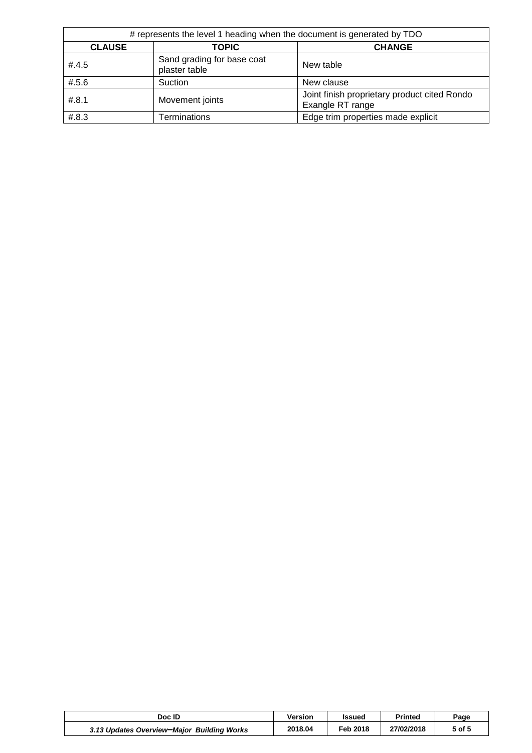| # represents the level 1 heading when the document is generated by TDO | | |
|---|---|---|
| **CLAUSE** | **TOPIC** | **CHANGE** |
| #.4.5 | Sand grading for base coat plaster table | New table |
| #.5.6 | Suction | New clause |
| #.8.1 | Movement joints | Joint finish proprietary product cited Rondo Exangle RT range |
| #.8.3 | Terminations | Edge trim properties made explicit |